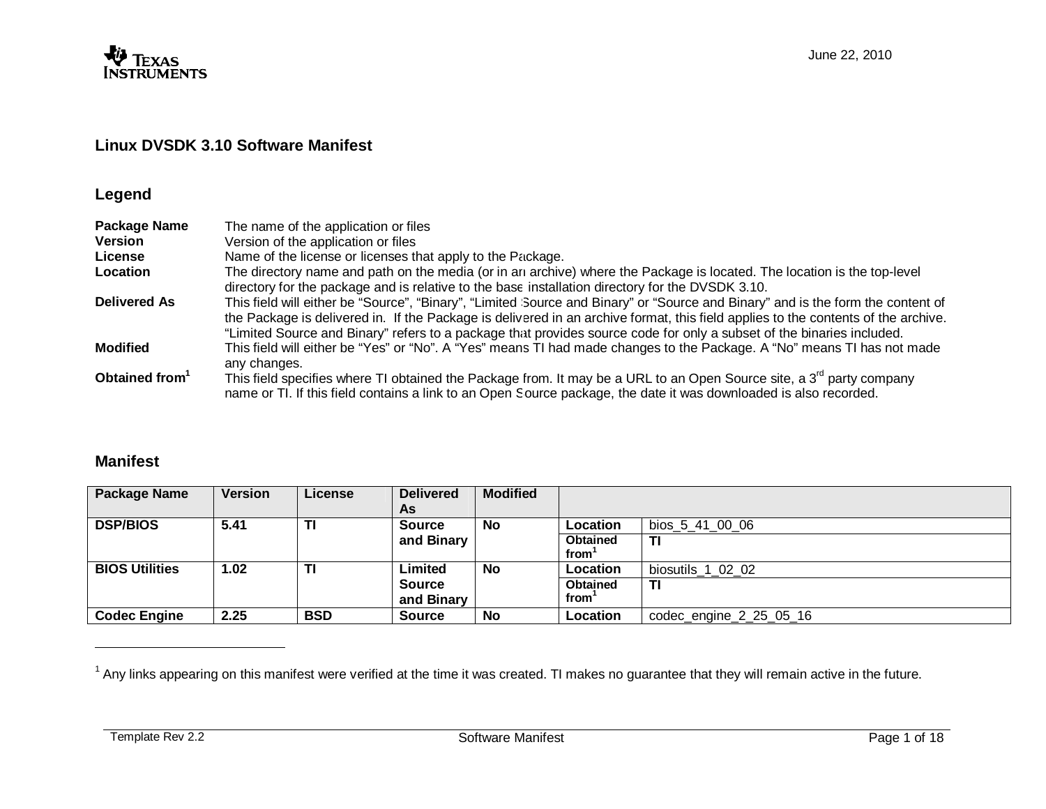June 22, 2010

## Linux DVSDK 3.10 Software Manifest

### Legend

**Package Name** The name of the application or files

**Version** Version of the application or files

**License** Name of the license or licenses that apply to the Package.

**Location** The directory name and path on the media (or in an archive) where the Package is located. The location is the top-level directory for the package and is relative to the base installation directory for the DVSDK 3.10.

**Delivered As** This field will either be "Source", "Binary", "Limited Source and Binary" or "Source and Binary" and is the form the content of the Package is delivered in. If the Package is delivered in an archive format, this field applies to the contents of the archive. "Limited Source and Binary" refers to a package that provides source code for only a subset of the binaries included.

**Modified** This field will either be "Yes" or "No". A "Yes" means TI had made changes to the Package. A "No" means TI has not made any changes.

**Obtained from[1]** This field specifies where TI obtained the Package from. It may be a URL to an Open Source site, a 3rd party company name or TI. If this field contains a link to an Open Source package, the date it was downloaded is also recorded.

### Manifest

| Package Name | Version | License | Delivered As | Modified | | |
|---|---|---|---|---|---|---|
| **DSP/BIOS** | **5.41** | **TI** | **Source and Binary** | **No** | **Location** | bios_5_41_00_06 |
| | | | | | **Obtained from[1]** | **TI** |
| **BIOS Utilities** | **1.02** | **TI** | **Limited Source and Binary** | **No** | **Location** | biosutils_1_02_02 |
| | | | | | **Obtained from[1]** | **TI** |
| **Codec Engine** | **2.25** | **BSD** | **Source** | **No** | **Location** | codec_engine_2_25_05_16 |

[1] Any links appearing on this manifest were verified at the time it was created. TI makes no guarantee that they will remain active in the future.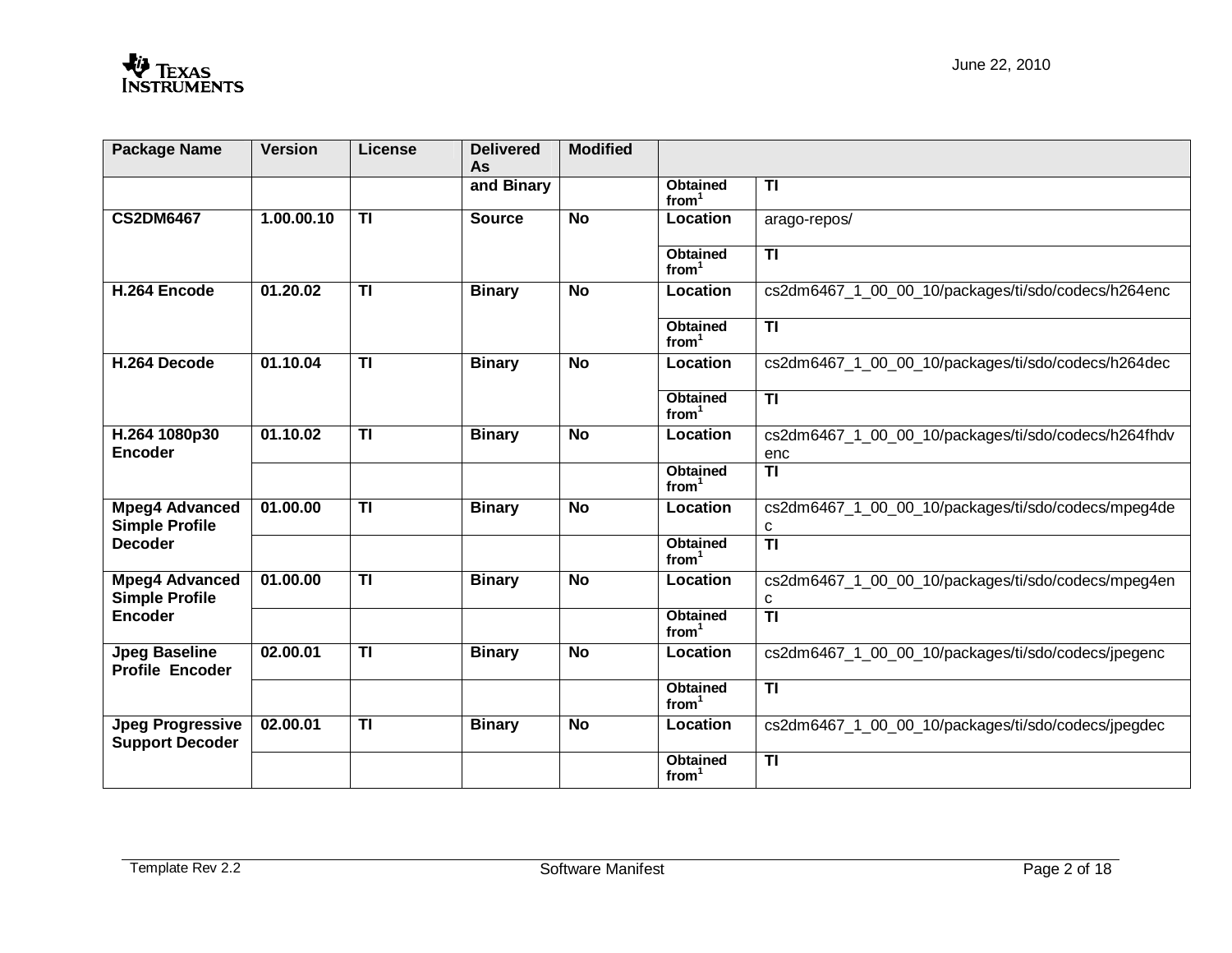| Package Name | Version | License | Delivered As | Modified | | |
|---|---|---|---|---|---|---|
| | | | and Binary | | Obtained from[1] | TI |
| CS2DM6467 | 1.00.00.10 | TI | Source | No | Location | arago-repos/ |
| | | | | | Obtained from[1] | TI |
| H.264 Encode | 01.20.02 | TI | Binary | No | Location | cs2dm6467_1_00_00_10/packages/ti/sdo/codecs/h264enc |
| | | | | | Obtained from[1] | TI |
| H.264 Decode | 01.10.04 | TI | Binary | No | Location | cs2dm6467_1_00_00_10/packages/ti/sdo/codecs/h264dec |
| | | | | | Obtained from[1] | TI |
| H.264 1080p30 Encoder | 01.10.02 | TI | Binary | No | Location | cs2dm6467_1_00_00_10/packages/ti/sdo/codecs/h264fhdvenc |
| | | | | | Obtained from[1] | TI |
| Mpeg4 Advanced Simple Profile Decoder | 01.00.00 | TI | Binary | No | Location | cs2dm6467_1_00_00_10/packages/ti/sdo/codecs/mpeg4dec |
| | | | | | Obtained from[1] | TI |
| Mpeg4 Advanced Simple Profile Encoder | 01.00.00 | TI | Binary | No | Location | cs2dm6467_1_00_00_10/packages/ti/sdo/codecs/mpeg4enc |
| | | | | | Obtained from[1] | TI |
| Jpeg Baseline Profile Encoder | 02.00.01 | TI | Binary | No | Location | cs2dm6467_1_00_00_10/packages/ti/sdo/codecs/jpegenc |
| | | | | | Obtained from[1] | TI |
| Jpeg Progressive Support Decoder | 02.00.01 | TI | Binary | No | Location | cs2dm6467_1_00_00_10/packages/ti/sdo/codecs/jpegdec |
| | | | | | Obtained from[1] | TI |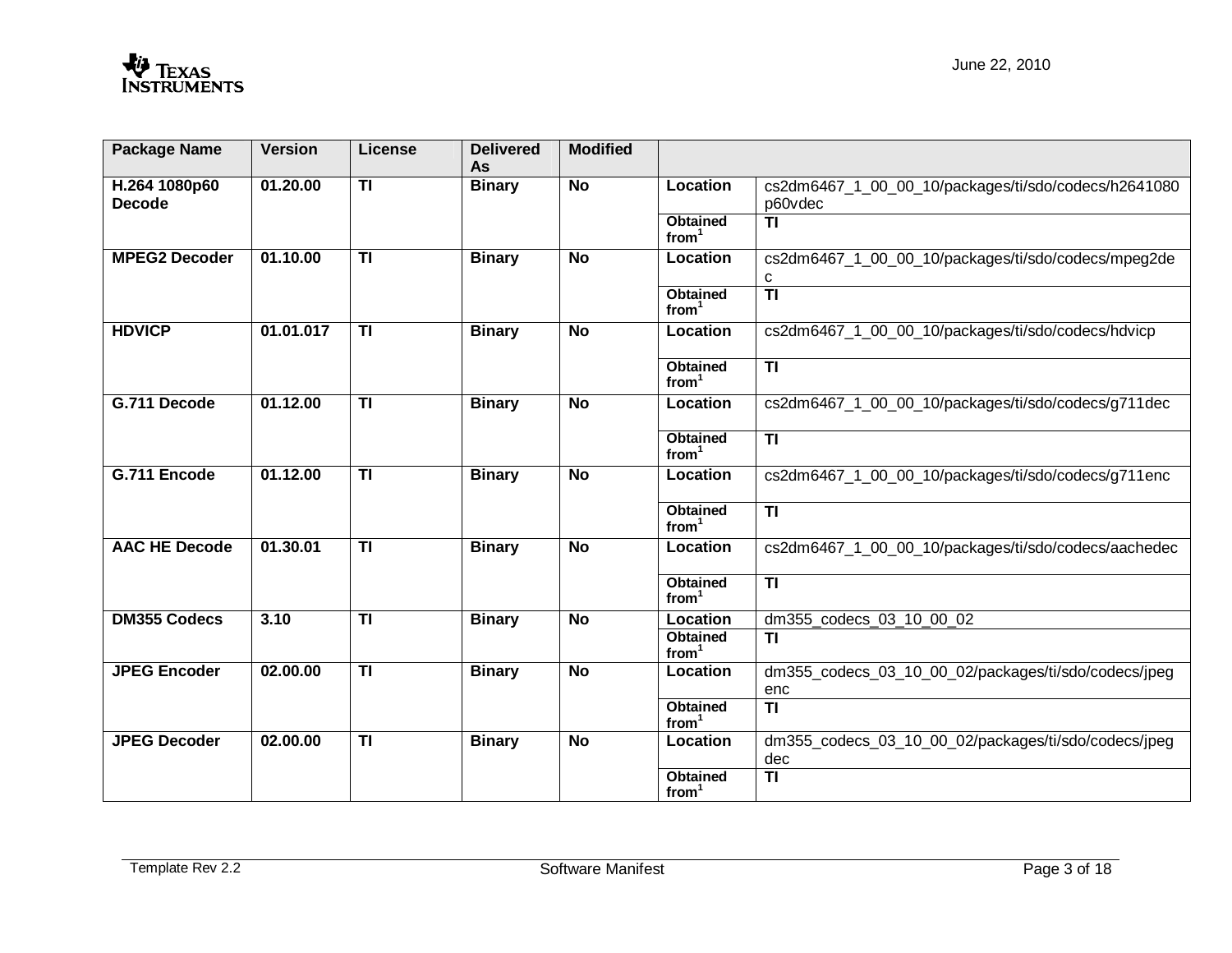| Package Name | Version | License | Delivered As | Modified | | |
|---|---|---|---|---|---|---|
| **H.264 1080p60 Decode** | **01.20.00** | **TI** | **Binary** | **No** | **Location** | cs2dm6467_1_00_00_10/packages/ti/sdo/codecs/h2641080p60vdec |
| | | | | | **Obtained from[1]** | **TI** |
| **MPEG2 Decoder** | **01.10.00** | **TI** | **Binary** | **No** | **Location** | cs2dm6467_1_00_00_10/packages/ti/sdo/codecs/mpeg2dec |
| | | | | | **Obtained from[1]** | **TI** |
| **HDVICP** | **01.01.017** | **TI** | **Binary** | **No** | **Location** | cs2dm6467_1_00_00_10/packages/ti/sdo/codecs/hdvicp |
| | | | | | **Obtained from[1]** | **TI** |
| **G.711 Decode** | **01.12.00** | **TI** | **Binary** | **No** | **Location** | cs2dm6467_1_00_00_10/packages/ti/sdo/codecs/g711dec |
| | | | | | **Obtained from[1]** | **TI** |
| **G.711 Encode** | **01.12.00** | **TI** | **Binary** | **No** | **Location** | cs2dm6467_1_00_00_10/packages/ti/sdo/codecs/g711enc |
| | | | | | **Obtained from[1]** | **TI** |
| **AAC HE Decode** | **01.30.01** | **TI** | **Binary** | **No** | **Location** | cs2dm6467_1_00_00_10/packages/ti/sdo/codecs/aachedec |
| | | | | | **Obtained from[1]** | **TI** |
| **DM355 Codecs** | **3.10** | **TI** | **Binary** | **No** | **Location** | dm355_codecs_03_10_00_02 |
| | | | | | **Obtained from[1]** | **TI** |
| **JPEG Encoder** | **02.00.00** | **TI** | **Binary** | **No** | **Location** | dm355_codecs_03_10_00_02/packages/ti/sdo/codecs/jpegenc |
| | | | | | **Obtained from[1]** | **TI** |
| **JPEG Decoder** | **02.00.00** | **TI** | **Binary** | **No** | **Location** | dm355_codecs_03_10_00_02/packages/ti/sdo/codecs/jpegdec |
| | | | | | **Obtained from[1]** | **TI** |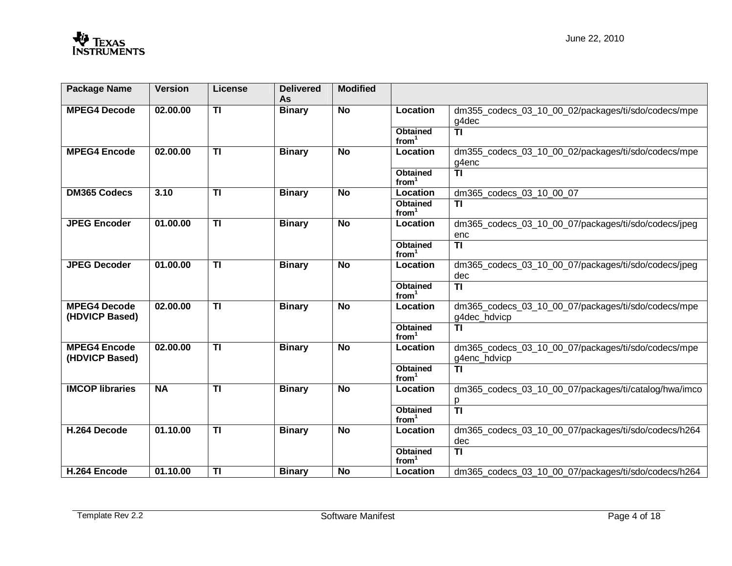| Package Name | Version | License | Delivered As | Modified | | |
|---|---|---|---|---|---|---|
| **MPEG4 Decode** | **02.00.00** | **TI** | **Binary** | **No** | **Location** | dm355_codecs_03_10_00_02/packages/ti/sdo/codecs/mpeg4dec |
| | | | | | **Obtained from[1]** | **TI** |
| **MPEG4 Encode** | **02.00.00** | **TI** | **Binary** | **No** | **Location** | dm355_codecs_03_10_00_02/packages/ti/sdo/codecs/mpeg4enc |
| | | | | | **Obtained from[1]** | **TI** |
| **DM365 Codecs** | **3.10** | **TI** | **Binary** | **No** | **Location** | dm365_codecs_03_10_00_07 |
| | | | | | **Obtained from[1]** | **TI** |
| **JPEG Encoder** | **01.00.00** | **TI** | **Binary** | **No** | **Location** | dm365_codecs_03_10_00_07/packages/ti/sdo/codecs/jpegenc |
| | | | | | **Obtained from[1]** | **TI** |
| **JPEG Decoder** | **01.00.00** | **TI** | **Binary** | **No** | **Location** | dm365_codecs_03_10_00_07/packages/ti/sdo/codecs/jpegdec |
| | | | | | **Obtained from[1]** | **TI** |
| **MPEG4 Decode (HDVICP Based)** | **02.00.00** | **TI** | **Binary** | **No** | **Location** | dm365_codecs_03_10_00_07/packages/ti/sdo/codecs/mpeg4dec_hdvicp |
| | | | | | **Obtained from[1]** | **TI** |
| **MPEG4 Encode (HDVICP Based)** | **02.00.00** | **TI** | **Binary** | **No** | **Location** | dm365_codecs_03_10_00_07/packages/ti/sdo/codecs/mpeg4enc_hdvicp |
| | | | | | **Obtained from[1]** | **TI** |
| **IMCOP libraries** | **NA** | **TI** | **Binary** | **No** | **Location** | dm365_codecs_03_10_00_07/packages/ti/catalog/hwa/imcop |
| | | | | | **Obtained from[1]** | **TI** |
| **H.264 Decode** | **01.10.00** | **TI** | **Binary** | **No** | **Location** | dm365_codecs_03_10_00_07/packages/ti/sdo/codecs/h264dec |
| | | | | | **Obtained from[1]** | **TI** |
| **H.264 Encode** | **01.10.00** | **TI** | **Binary** | **No** | **Location** | dm365_codecs_03_10_00_07/packages/ti/sdo/codecs/h264 |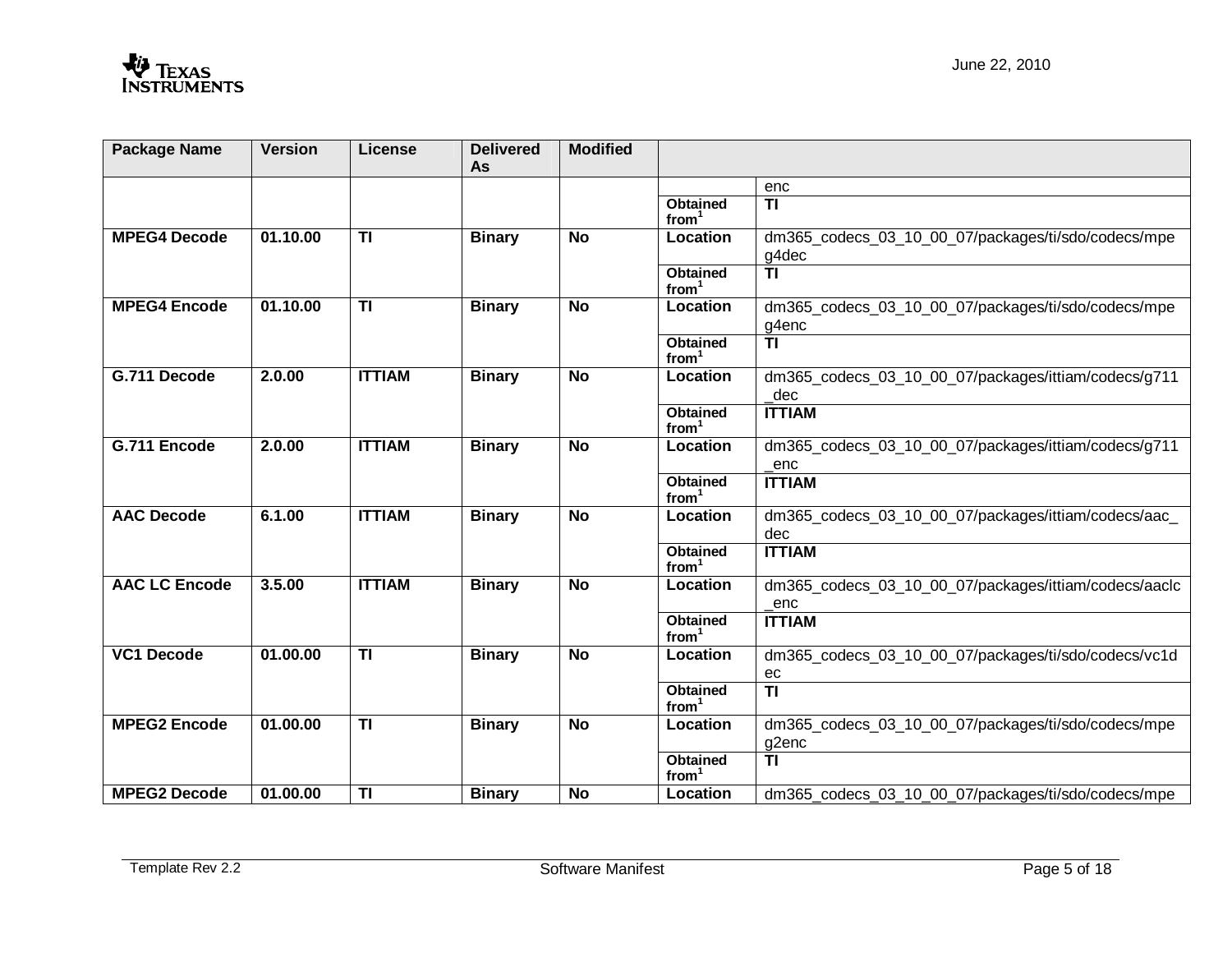| Package Name | Version | License | Delivered As | Modified | | |
|---|---|---|---|---|---|---|
| | | | | | | enc |
| | | | | | Obtained from[1] | TI |
| **MPEG4 Decode** | **01.10.00** | **TI** | **Binary** | **No** | **Location** | dm365_codecs_03_10_00_07/packages/ti/sdo/codecs/mpeg4dec |
| | | | | | Obtained from[1] | TI |
| **MPEG4 Encode** | **01.10.00** | **TI** | **Binary** | **No** | **Location** | dm365_codecs_03_10_00_07/packages/ti/sdo/codecs/mpeg4enc |
| | | | | | Obtained from[1] | TI |
| **G.711 Decode** | **2.0.00** | **ITTIAM** | **Binary** | **No** | **Location** | dm365_codecs_03_10_00_07/packages/ittiam/codecs/g711_dec |
| | | | | | Obtained from[1] | ITTIAM |
| **G.711 Encode** | **2.0.00** | **ITTIAM** | **Binary** | **No** | **Location** | dm365_codecs_03_10_00_07/packages/ittiam/codecs/g711_enc |
| | | | | | Obtained from[1] | ITTIAM |
| **AAC Decode** | **6.1.00** | **ITTIAM** | **Binary** | **No** | **Location** | dm365_codecs_03_10_00_07/packages/ittiam/codecs/aac_dec |
| | | | | | Obtained from[1] | ITTIAM |
| **AAC LC Encode** | **3.5.00** | **ITTIAM** | **Binary** | **No** | **Location** | dm365_codecs_03_10_00_07/packages/ittiam/codecs/aaclc_enc |
| | | | | | Obtained from[1] | ITTIAM |
| **VC1 Decode** | **01.00.00** | **TI** | **Binary** | **No** | **Location** | dm365_codecs_03_10_00_07/packages/ti/sdo/codecs/vc1dec |
| | | | | | Obtained from[1] | TI |
| **MPEG2 Encode** | **01.00.00** | **TI** | **Binary** | **No** | **Location** | dm365_codecs_03_10_00_07/packages/ti/sdo/codecs/mpeg2enc |
| | | | | | Obtained from[1] | TI |
| **MPEG2 Decode** | **01.00.00** | **TI** | **Binary** | **No** | **Location** | dm365_codecs_03_10_00_07/packages/ti/sdo/codecs/mpe |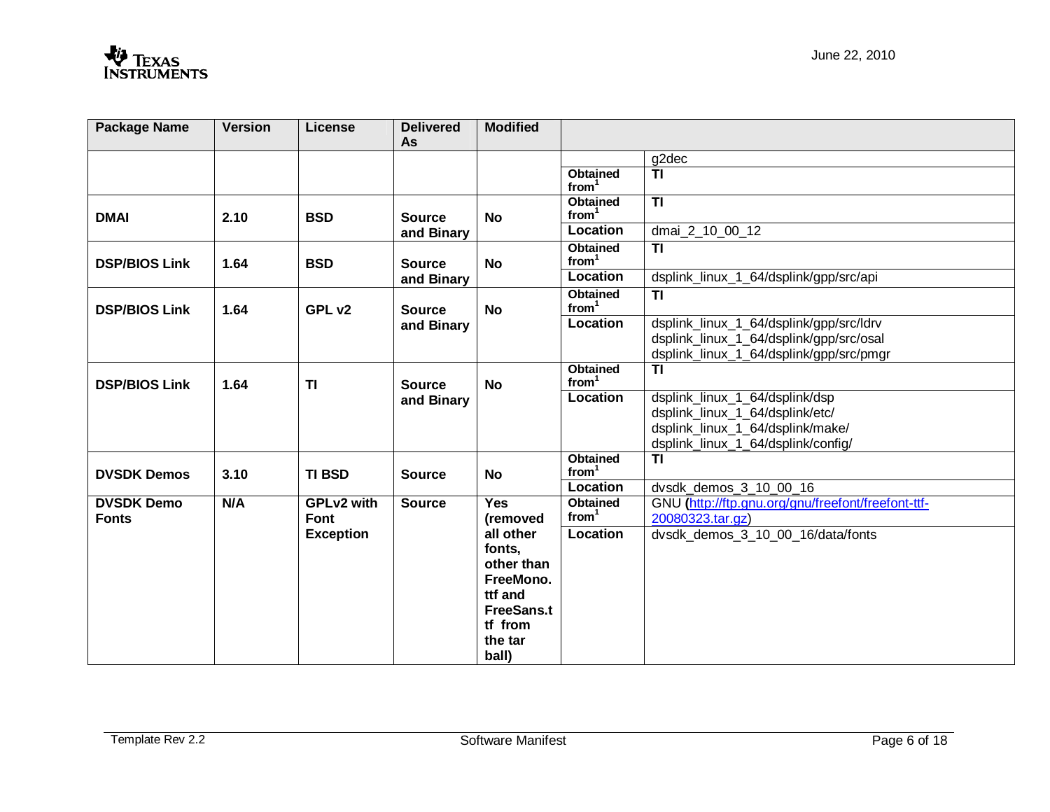| Package Name | Version | License | Delivered As | Modified | | |
|---|---|---|---|---|---|---|
| | | | | | | g2dec |
| | | | | | **Obtained from[1]** | **TI** |
| **DMAI** | **2.10** | **BSD** | **Source and Binary** | **No** | **Obtained from[1]** | **TI** |
| | | | | | **Location** | dmai_2_10_00_12 |
| **DSP/BIOS Link** | **1.64** | **BSD** | **Source and Binary** | **No** | **Obtained from[1]** | **TI** |
| | | | | | **Location** | dsplink_linux_1_64/dsplink/gpp/src/api |
| **DSP/BIOS Link** | **1.64** | **GPL v2** | **Source and Binary** | **No** | **Obtained from[1]** | **TI** |
| | | | | | **Location** | dsplink_linux_1_64/dsplink/gpp/src/ldrv<br>dsplink_linux_1_64/dsplink/gpp/src/osal<br>dsplink_linux_1_64/dsplink/gpp/src/pmgr |
| **DSP/BIOS Link** | **1.64** | **TI** | **Source and Binary** | **No** | **Obtained from[1]** | **TI** |
| | | | | | **Location** | dsplink_linux_1_64/dsplink/dsp<br>dsplink_linux_1_64/dsplink/etc/<br>dsplink_linux_1_64/dsplink/make/<br>dsplink_linux_1_64/dsplink/config/ |
| **DVSDK Demos** | **3.10** | **TI BSD** | **Source** | **No** | **Obtained from[1]** | **TI** |
| | | | | | **Location** | dvsdk_demos_3_10_00_16 |
| **DVSDK Demo Fonts** | **N/A** | **GPLv2 with Font Exception** | **Source** | **Yes (removed all other fonts, other than FreeMono.ttf and FreeSans.ttf from the tar ball)** | **Obtained from[1]** | GNU **(**[http://ftp.gnu.org/gnu/freefont/freefont-ttf-20080323.tar.gz](http://ftp.gnu.org/gnu/freefont/freefont-ttf-20080323.tar.gz)**)** |
| | | | | | **Location** | dvsdk_demos_3_10_00_16/data/fonts |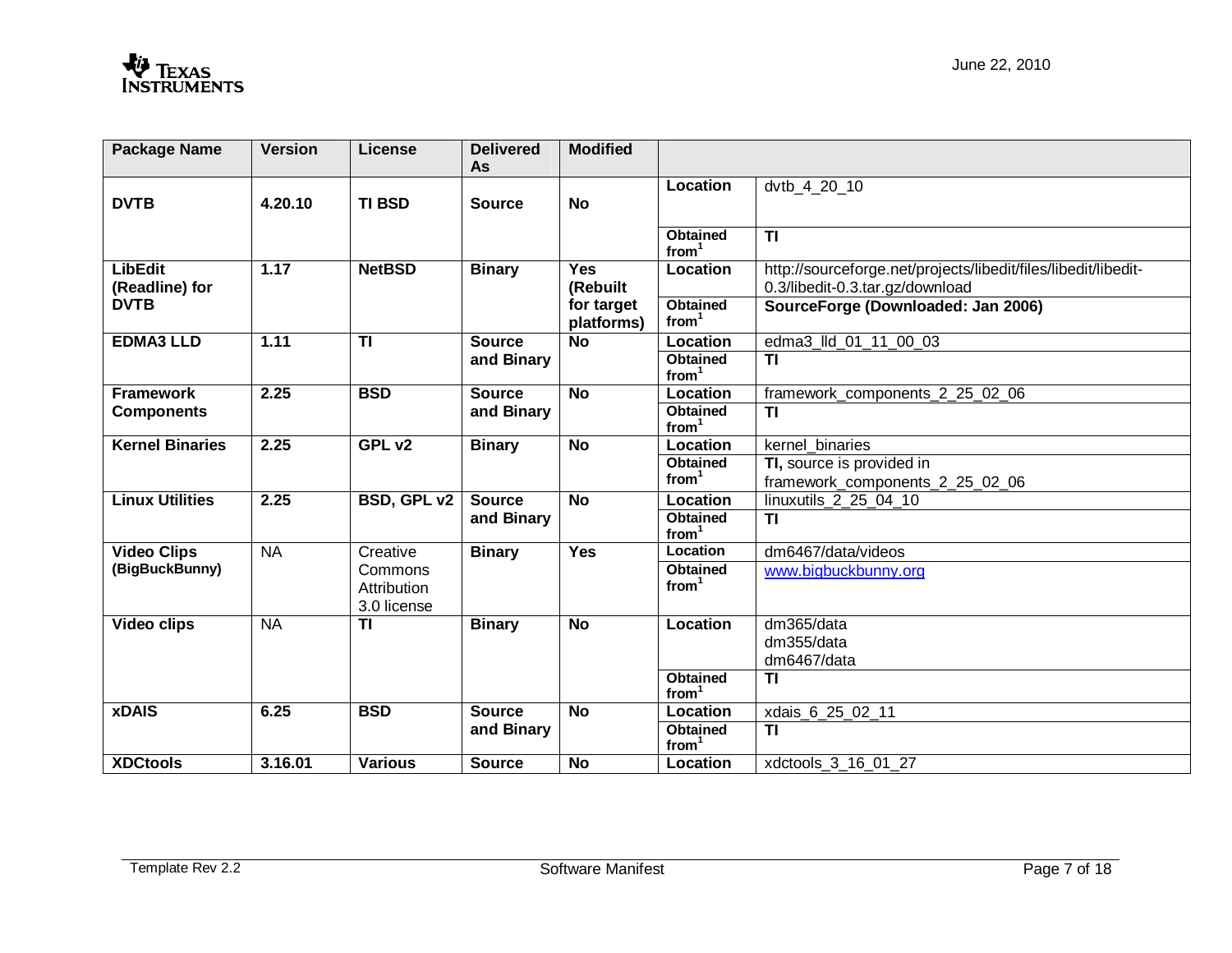| Package Name | Version | License | Delivered As | Modified | | |
|---|---|---|---|---|---|---|
| **DVTB** | **4.20.10** | **TI BSD** | **Source** | **No** | **Location** | dvtb_4_20_10 |
| | | | | | **Obtained from[1]** | **TI** |
| **LibEdit (Readline) for DVTB** | **1.17** | **NetBSD** | **Binary** | **Yes (Rebuilt for target platforms)** | **Location** | http://sourceforge.net/projects/libedit/files/libedit/libedit-0.3/libedit-0.3.tar.gz/download |
| | | | | | **Obtained from[1]** | **SourceForge (Downloaded: Jan 2006)** |
| **EDMA3 LLD** | **1.11** | **TI** | **Source and Binary** | **No** | **Location** | edma3_lld_01_11_00_03 |
| | | | | | **Obtained from[1]** | **TI** |
| **Framework Components** | **2.25** | **BSD** | **Source and Binary** | **No** | **Location** | framework_components_2_25_02_06 |
| | | | | | **Obtained from[1]** | **TI** |
| **Kernel Binaries** | **2.25** | **GPL v2** | **Binary** | **No** | **Location** | kernel_binaries |
| | | | | | **Obtained from[1]** | **TI,** source is provided in framework_components_2_25_02_06 |
| **Linux Utilities** | **2.25** | **BSD, GPL v2** | **Source and Binary** | **No** | **Location** | linuxutils_2_25_04_10 |
| | | | | | **Obtained from[1]** | **TI** |
| **Video Clips (BigBuckBunny)** | NA | Creative Commons Attribution 3.0 license | **Binary** | **Yes** | **Location** | dm6467/data/videos |
| | | | | | **Obtained from[1]** | www.bigbuckbunny.org |
| **Video clips** | NA | **TI** | **Binary** | **No** | **Location** | dm365/data<br>dm355/data<br>dm6467/data |
| | | | | | **Obtained from[1]** | **TI** |
| **xDAIS** | **6.25** | **BSD** | **Source and Binary** | **No** | **Location** | xdais_6_25_02_11 |
| | | | | | **Obtained from[1]** | **TI** |
| **XDCtools** | **3.16.01** | **Various** | **Source** | **No** | **Location** | xdctools_3_16_01_27 |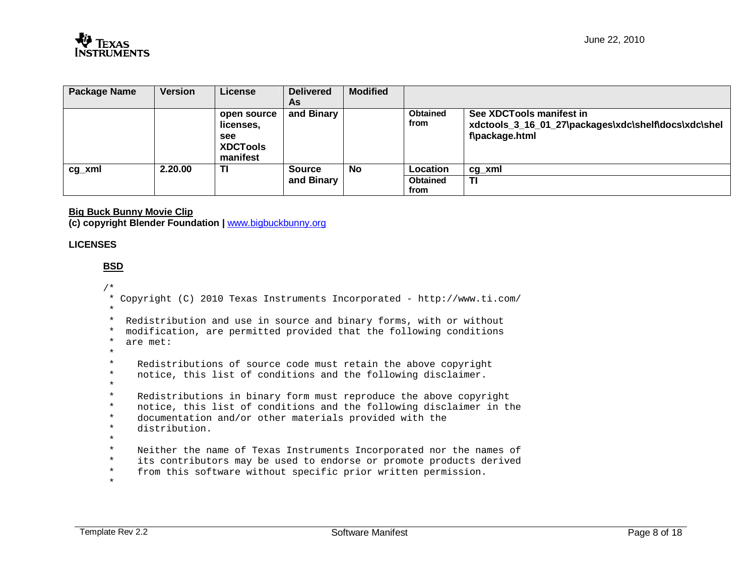| Package Name | Version | License | Delivered As | Modified | | |
|---|---|---|---|---|---|---|
| | | open source licenses, see XDCTools manifest | and Binary | | Obtained from | See XDCTools manifest in xdctools_3_16_01_27\packages\xdc\shelf\docs\xdc\shelf\package.html |
| cg_xml | 2.20.00 | TI | Source and Binary | No | Location | cg_xml |
| | | | | | Obtained from | TI |

**Big Buck Bunny Movie Clip**
**(c) copyright Blender Foundation |** [www.bigbuckbunny.org](http://www.bigbuckbunny.org)

**LICENSES**

**BSD**

```
/*
 * Copyright (C) 2010 Texas Instruments Incorporated - http://www.ti.com/
 *
 *  Redistribution and use in source and binary forms, with or without
 *  modification, are permitted provided that the following conditions
 *  are met:
 *
 *    Redistributions of source code must retain the above copyright
 *    notice, this list of conditions and the following disclaimer.
 *
 *    Redistributions in binary form must reproduce the above copyright
 *    notice, this list of conditions and the following disclaimer in the
 *    documentation and/or other materials provided with the
 *    distribution.
 *
 *    Neither the name of Texas Instruments Incorporated nor the names of
 *    its contributors may be used to endorse or promote products derived
 *    from this software without specific prior written permission.
 *
```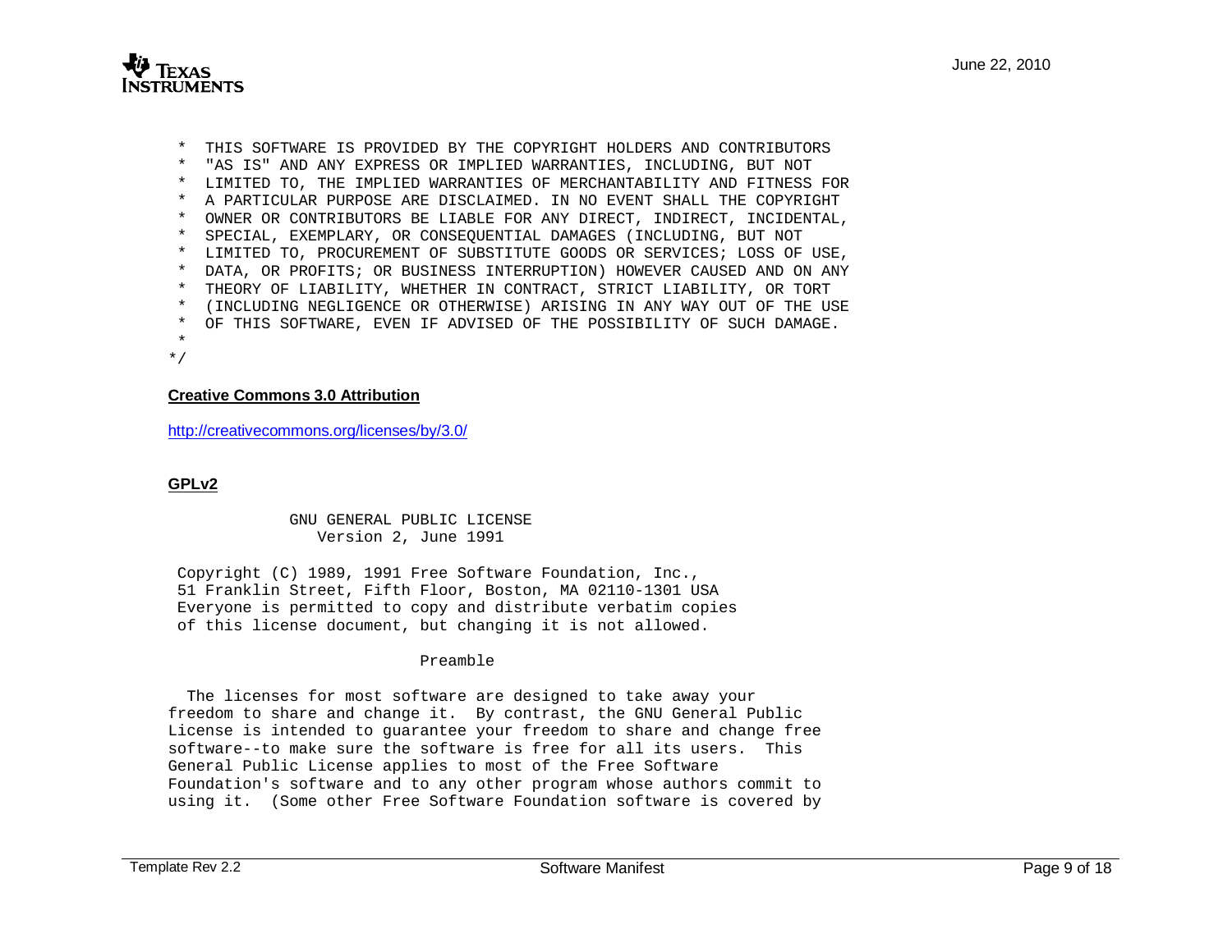```
 *  THIS SOFTWARE IS PROVIDED BY THE COPYRIGHT HOLDERS AND CONTRIBUTORS
 *  "AS IS" AND ANY EXPRESS OR IMPLIED WARRANTIES, INCLUDING, BUT NOT
 *  LIMITED TO, THE IMPLIED WARRANTIES OF MERCHANTABILITY AND FITNESS FOR
 *  A PARTICULAR PURPOSE ARE DISCLAIMED. IN NO EVENT SHALL THE COPYRIGHT
 *  OWNER OR CONTRIBUTORS BE LIABLE FOR ANY DIRECT, INDIRECT, INCIDENTAL,
 *  SPECIAL, EXEMPLARY, OR CONSEQUENTIAL DAMAGES (INCLUDING, BUT NOT
 *  LIMITED TO, PROCUREMENT OF SUBSTITUTE GOODS OR SERVICES; LOSS OF USE,
 *  DATA, OR PROFITS; OR BUSINESS INTERRUPTION) HOWEVER CAUSED AND ON ANY
 *  THEORY OF LIABILITY, WHETHER IN CONTRACT, STRICT LIABILITY, OR TORT
 *  (INCLUDING NEGLIGENCE OR OTHERWISE) ARISING IN ANY WAY OUT OF THE USE
 *  OF THIS SOFTWARE, EVEN IF ADVISED OF THE POSSIBILITY OF SUCH DAMAGE.
 *
*/
```

**Creative Commons 3.0 Attribution**

http://creativecommons.org/licenses/by/3.0/

**GPLv2**

```
             GNU GENERAL PUBLIC LICENSE
                Version 2, June 1991

 Copyright (C) 1989, 1991 Free Software Foundation, Inc.,
 51 Franklin Street, Fifth Floor, Boston, MA 02110-1301 USA
 Everyone is permitted to copy and distribute verbatim copies
 of this license document, but changing it is not allowed.

                          Preamble

  The licenses for most software are designed to take away your
freedom to share and change it.  By contrast, the GNU General Public
License is intended to guarantee your freedom to share and change free
software--to make sure the software is free for all its users.  This
General Public License applies to most of the Free Software
Foundation's software and to any other program whose authors commit to
using it.  (Some other Free Software Foundation software is covered by
```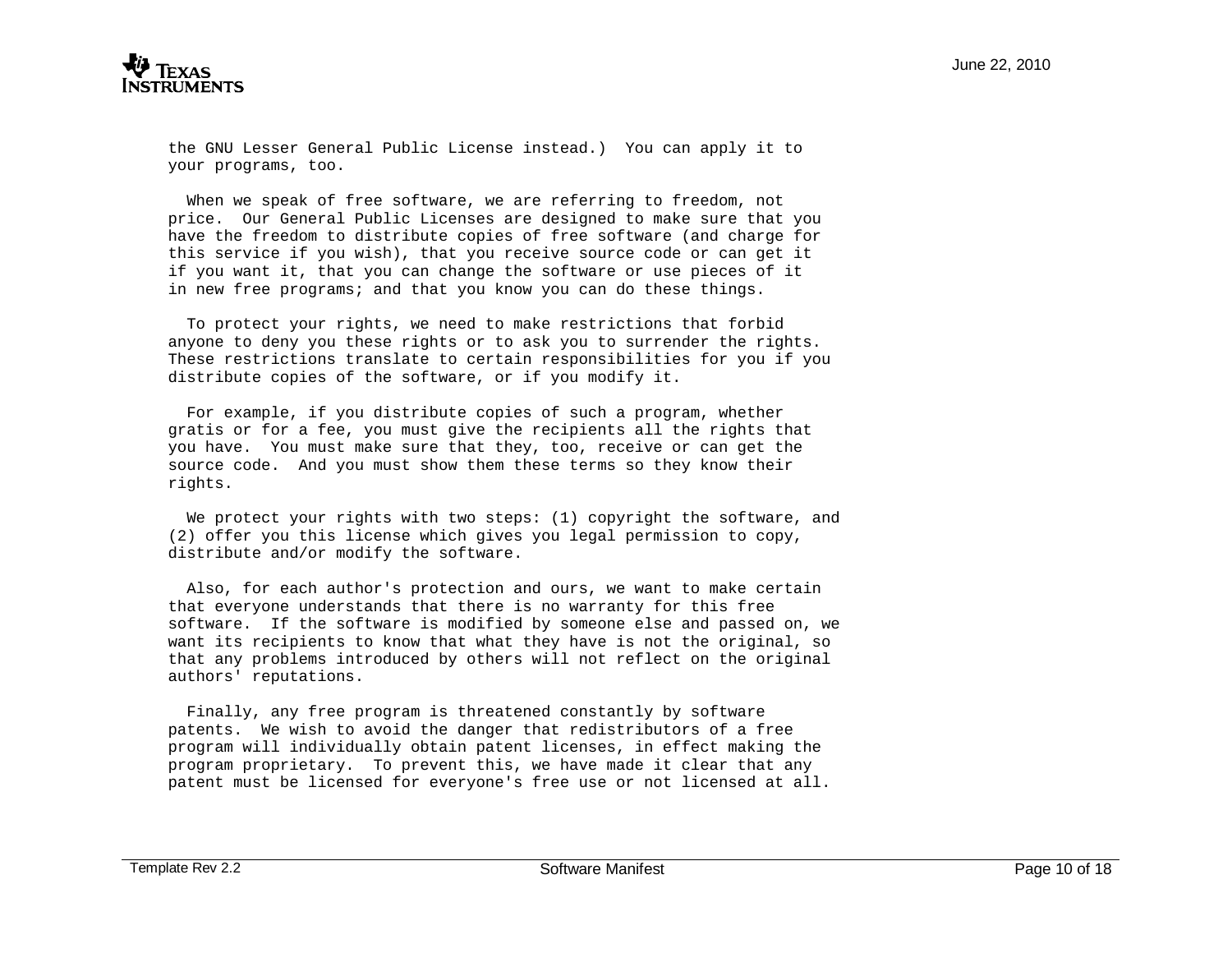the GNU Lesser General Public License instead.)  You can apply it to your programs, too.

When we speak of free software, we are referring to freedom, not price.  Our General Public Licenses are designed to make sure that you have the freedom to distribute copies of free software (and charge for this service if you wish), that you receive source code or can get it if you want it, that you can change the software or use pieces of it in new free programs; and that you know you can do these things.

To protect your rights, we need to make restrictions that forbid anyone to deny you these rights or to ask you to surrender the rights. These restrictions translate to certain responsibilities for you if you distribute copies of the software, or if you modify it.

For example, if you distribute copies of such a program, whether gratis or for a fee, you must give the recipients all the rights that you have.  You must make sure that they, too, receive or can get the source code.  And you must show them these terms so they know their rights.

We protect your rights with two steps: (1) copyright the software, and (2) offer you this license which gives you legal permission to copy, distribute and/or modify the software.

Also, for each author's protection and ours, we want to make certain that everyone understands that there is no warranty for this free software.  If the software is modified by someone else and passed on, we want its recipients to know that what they have is not the original, so that any problems introduced by others will not reflect on the original authors' reputations.

Finally, any free program is threatened constantly by software patents.  We wish to avoid the danger that redistributors of a free program will individually obtain patent licenses, in effect making the program proprietary.  To prevent this, we have made it clear that any patent must be licensed for everyone's free use or not licensed at all.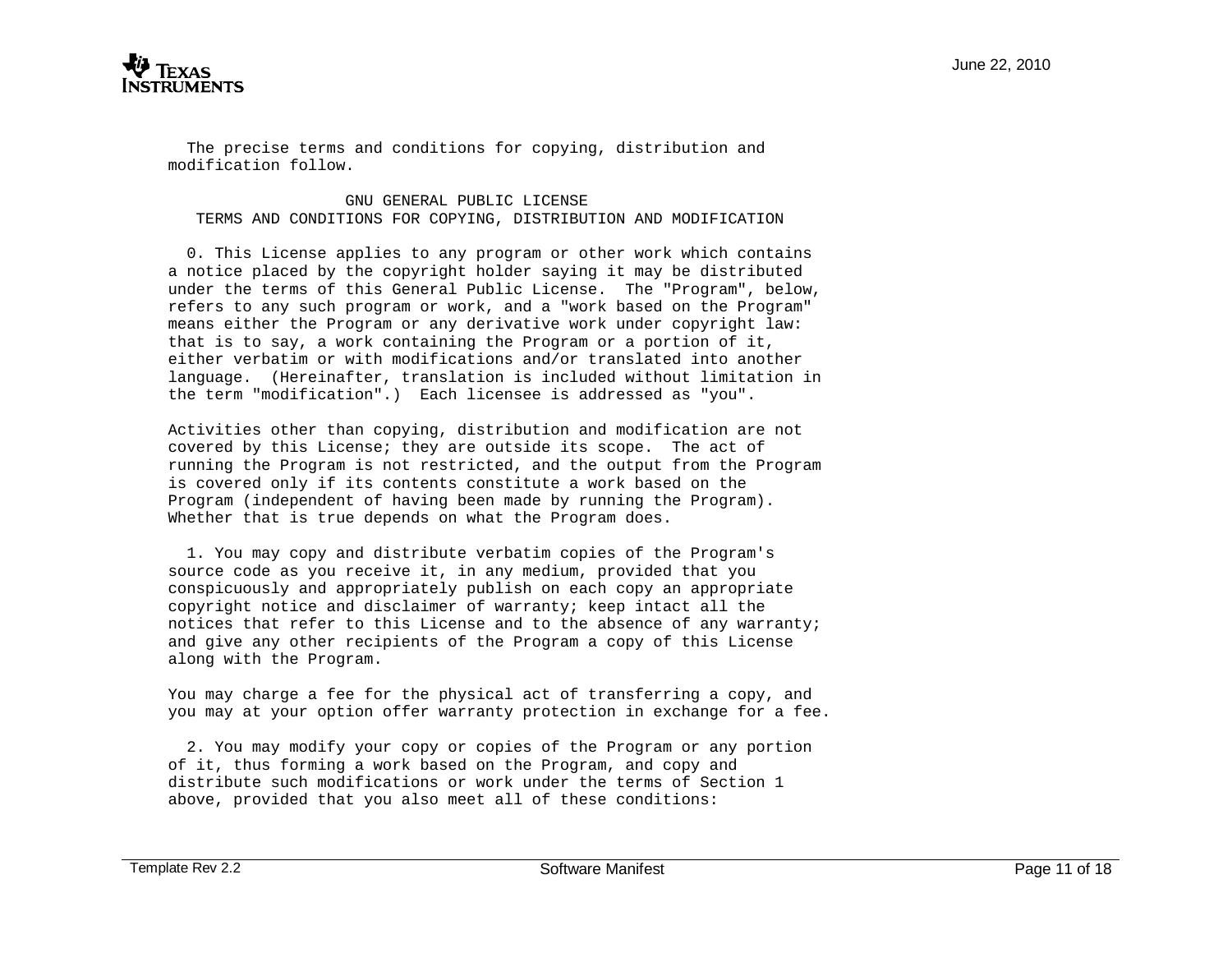The precise terms and conditions for copying, distribution and modification follow.

## GNU GENERAL PUBLIC LICENSE
### TERMS AND CONDITIONS FOR COPYING, DISTRIBUTION AND MODIFICATION

0. This License applies to any program or other work which contains a notice placed by the copyright holder saying it may be distributed under the terms of this General Public License. The "Program", below, refers to any such program or work, and a "work based on the Program" means either the Program or any derivative work under copyright law: that is to say, a work containing the Program or a portion of it, either verbatim or with modifications and/or translated into another language. (Hereinafter, translation is included without limitation in the term "modification".) Each licensee is addressed as "you".

Activities other than copying, distribution and modification are not covered by this License; they are outside its scope. The act of running the Program is not restricted, and the output from the Program is covered only if its contents constitute a work based on the Program (independent of having been made by running the Program). Whether that is true depends on what the Program does.

1. You may copy and distribute verbatim copies of the Program's source code as you receive it, in any medium, provided that you conspicuously and appropriately publish on each copy an appropriate copyright notice and disclaimer of warranty; keep intact all the notices that refer to this License and to the absence of any warranty; and give any other recipients of the Program a copy of this License along with the Program.

You may charge a fee for the physical act of transferring a copy, and you may at your option offer warranty protection in exchange for a fee.

2. You may modify your copy or copies of the Program or any portion of it, thus forming a work based on the Program, and copy and distribute such modifications or work under the terms of Section 1 above, provided that you also meet all of these conditions: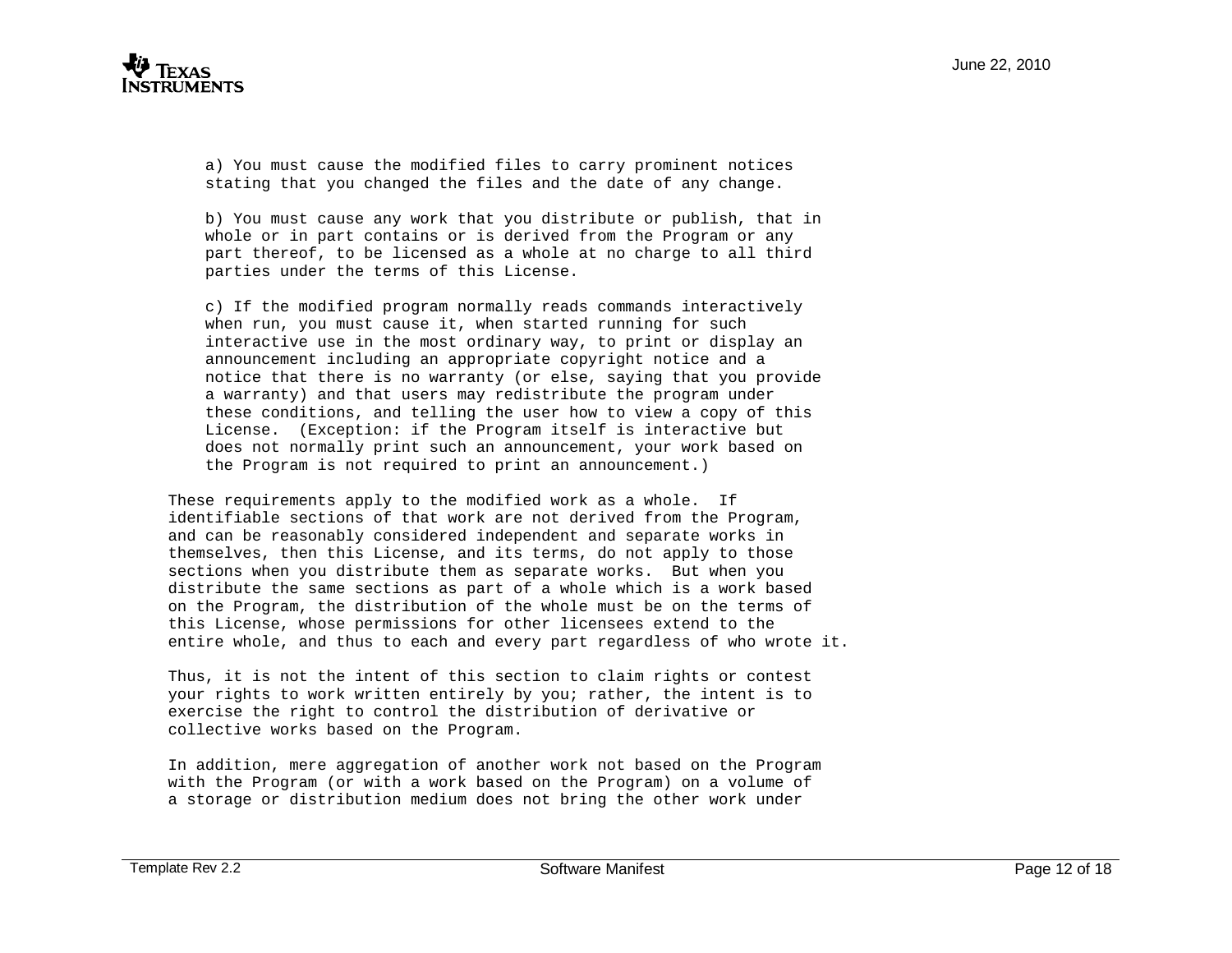a) You must cause the modified files to carry prominent notices stating that you changed the files and the date of any change.

b) You must cause any work that you distribute or publish, that in whole or in part contains or is derived from the Program or any part thereof, to be licensed as a whole at no charge to all third parties under the terms of this License.

c) If the modified program normally reads commands interactively when run, you must cause it, when started running for such interactive use in the most ordinary way, to print or display an announcement including an appropriate copyright notice and a notice that there is no warranty (or else, saying that you provide a warranty) and that users may redistribute the program under these conditions, and telling the user how to view a copy of this License.  (Exception: if the Program itself is interactive but does not normally print such an announcement, your work based on the Program is not required to print an announcement.)

These requirements apply to the modified work as a whole.  If identifiable sections of that work are not derived from the Program, and can be reasonably considered independent and separate works in themselves, then this License, and its terms, do not apply to those sections when you distribute them as separate works.  But when you distribute the same sections as part of a whole which is a work based on the Program, the distribution of the whole must be on the terms of this License, whose permissions for other licensees extend to the entire whole, and thus to each and every part regardless of who wrote it.

Thus, it is not the intent of this section to claim rights or contest your rights to work written entirely by you; rather, the intent is to exercise the right to control the distribution of derivative or collective works based on the Program.

In addition, mere aggregation of another work not based on the Program with the Program (or with a work based on the Program) on a volume of a storage or distribution medium does not bring the other work under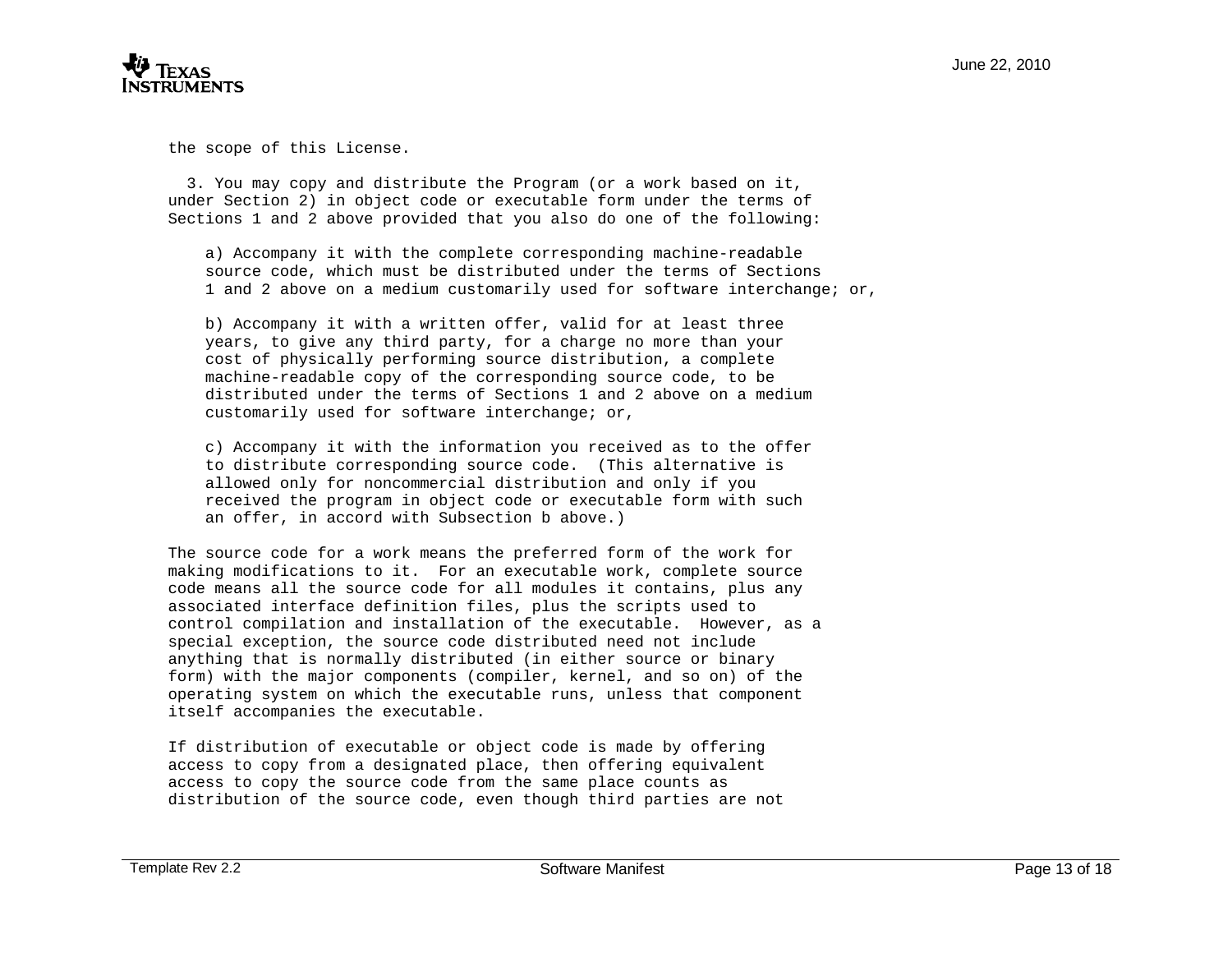the scope of this License.

3. You may copy and distribute the Program (or a work based on it, under Section 2) in object code or executable form under the terms of Sections 1 and 2 above provided that you also do one of the following:

a) Accompany it with the complete corresponding machine-readable source code, which must be distributed under the terms of Sections 1 and 2 above on a medium customarily used for software interchange; or,

b) Accompany it with a written offer, valid for at least three years, to give any third party, for a charge no more than your cost of physically performing source distribution, a complete machine-readable copy of the corresponding source code, to be distributed under the terms of Sections 1 and 2 above on a medium customarily used for software interchange; or,

c) Accompany it with the information you received as to the offer to distribute corresponding source code. (This alternative is allowed only for noncommercial distribution and only if you received the program in object code or executable form with such an offer, in accord with Subsection b above.)

The source code for a work means the preferred form of the work for making modifications to it. For an executable work, complete source code means all the source code for all modules it contains, plus any associated interface definition files, plus the scripts used to control compilation and installation of the executable. However, as a special exception, the source code distributed need not include anything that is normally distributed (in either source or binary form) with the major components (compiler, kernel, and so on) of the operating system on which the executable runs, unless that component itself accompanies the executable.

If distribution of executable or object code is made by offering access to copy from a designated place, then offering equivalent access to copy the source code from the same place counts as distribution of the source code, even though third parties are not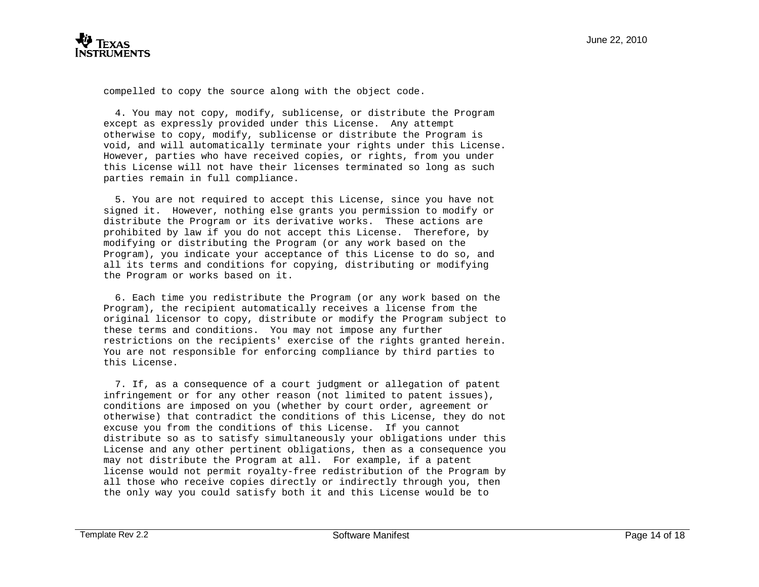compelled to copy the source along with the object code.

4. You may not copy, modify, sublicense, or distribute the Program except as expressly provided under this License. Any attempt otherwise to copy, modify, sublicense or distribute the Program is void, and will automatically terminate your rights under this License. However, parties who have received copies, or rights, from you under this License will not have their licenses terminated so long as such parties remain in full compliance.

5. You are not required to accept this License, since you have not signed it. However, nothing else grants you permission to modify or distribute the Program or its derivative works. These actions are prohibited by law if you do not accept this License. Therefore, by modifying or distributing the Program (or any work based on the Program), you indicate your acceptance of this License to do so, and all its terms and conditions for copying, distributing or modifying the Program or works based on it.

6. Each time you redistribute the Program (or any work based on the Program), the recipient automatically receives a license from the original licensor to copy, distribute or modify the Program subject to these terms and conditions. You may not impose any further restrictions on the recipients' exercise of the rights granted herein. You are not responsible for enforcing compliance by third parties to this License.

7. If, as a consequence of a court judgment or allegation of patent infringement or for any other reason (not limited to patent issues), conditions are imposed on you (whether by court order, agreement or otherwise) that contradict the conditions of this License, they do not excuse you from the conditions of this License. If you cannot distribute so as to satisfy simultaneously your obligations under this License and any other pertinent obligations, then as a consequence you may not distribute the Program at all. For example, if a patent license would not permit royalty-free redistribution of the Program by all those who receive copies directly or indirectly through you, then the only way you could satisfy both it and this License would be to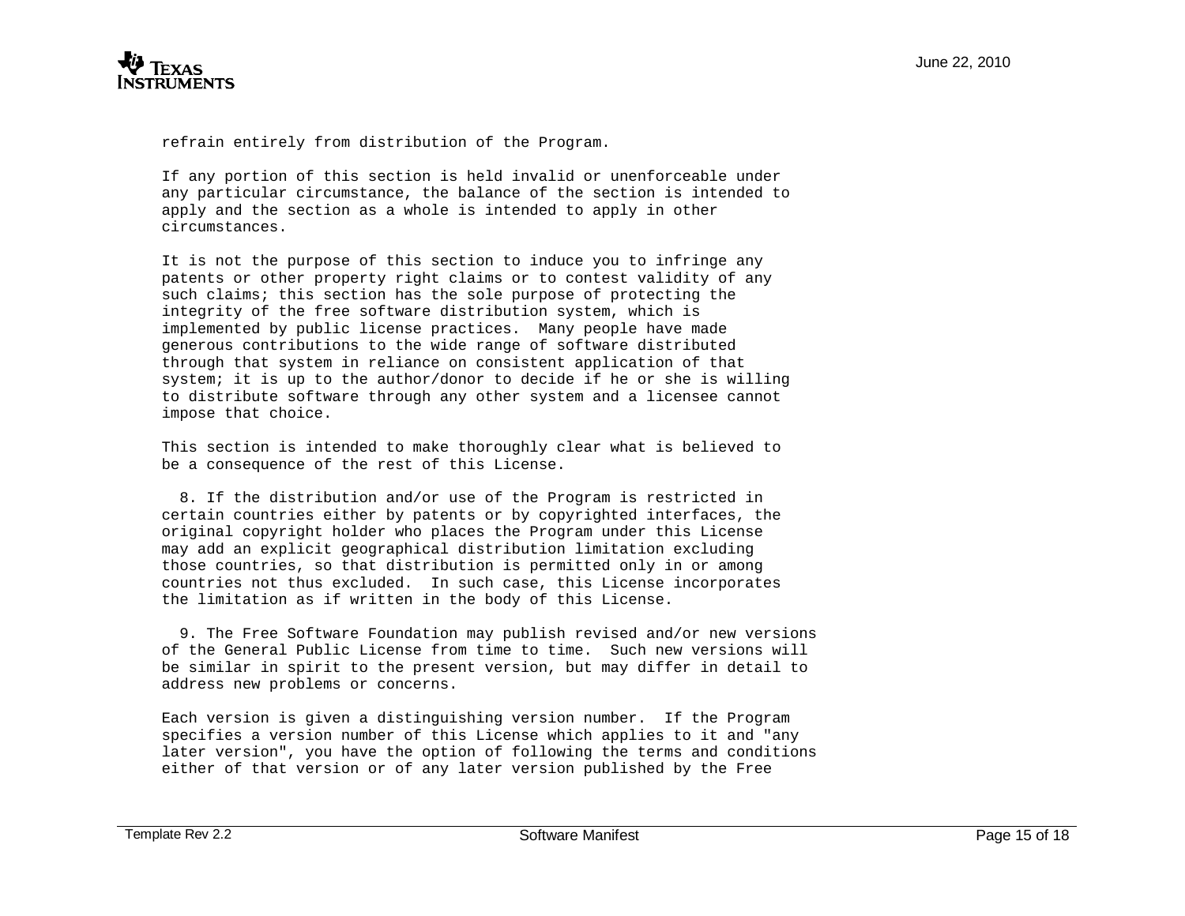refrain entirely from distribution of the Program.

If any portion of this section is held invalid or unenforceable under any particular circumstance, the balance of the section is intended to apply and the section as a whole is intended to apply in other circumstances.

It is not the purpose of this section to induce you to infringe any patents or other property right claims or to contest validity of any such claims; this section has the sole purpose of protecting the integrity of the free software distribution system, which is implemented by public license practices. Many people have made generous contributions to the wide range of software distributed through that system in reliance on consistent application of that system; it is up to the author/donor to decide if he or she is willing to distribute software through any other system and a licensee cannot impose that choice.

This section is intended to make thoroughly clear what is believed to be a consequence of the rest of this License.

8. If the distribution and/or use of the Program is restricted in certain countries either by patents or by copyrighted interfaces, the original copyright holder who places the Program under this License may add an explicit geographical distribution limitation excluding those countries, so that distribution is permitted only in or among countries not thus excluded. In such case, this License incorporates the limitation as if written in the body of this License.

9. The Free Software Foundation may publish revised and/or new versions of the General Public License from time to time. Such new versions will be similar in spirit to the present version, but may differ in detail to address new problems or concerns.

Each version is given a distinguishing version number. If the Program specifies a version number of this License which applies to it and "any later version", you have the option of following the terms and conditions either of that version or of any later version published by the Free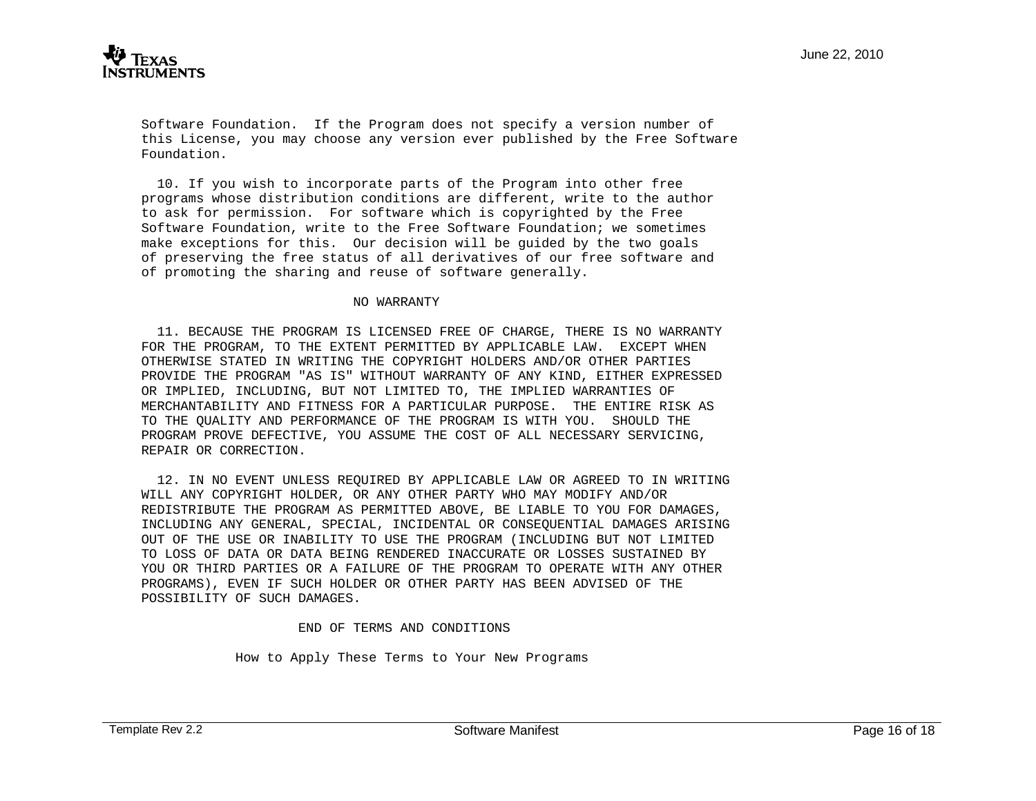Software Foundation.  If the Program does not specify a version number of this License, you may choose any version ever published by the Free Software Foundation.

10. If you wish to incorporate parts of the Program into other free programs whose distribution conditions are different, write to the author to ask for permission.  For software which is copyrighted by the Free Software Foundation, write to the Free Software Foundation; we sometimes make exceptions for this.  Our decision will be guided by the two goals of preserving the free status of all derivatives of our free software and of promoting the sharing and reuse of software generally.

NO WARRANTY

11. BECAUSE THE PROGRAM IS LICENSED FREE OF CHARGE, THERE IS NO WARRANTY FOR THE PROGRAM, TO THE EXTENT PERMITTED BY APPLICABLE LAW.  EXCEPT WHEN OTHERWISE STATED IN WRITING THE COPYRIGHT HOLDERS AND/OR OTHER PARTIES PROVIDE THE PROGRAM "AS IS" WITHOUT WARRANTY OF ANY KIND, EITHER EXPRESSED OR IMPLIED, INCLUDING, BUT NOT LIMITED TO, THE IMPLIED WARRANTIES OF MERCHANTABILITY AND FITNESS FOR A PARTICULAR PURPOSE.  THE ENTIRE RISK AS TO THE QUALITY AND PERFORMANCE OF THE PROGRAM IS WITH YOU.  SHOULD THE PROGRAM PROVE DEFECTIVE, YOU ASSUME THE COST OF ALL NECESSARY SERVICING, REPAIR OR CORRECTION.

12. IN NO EVENT UNLESS REQUIRED BY APPLICABLE LAW OR AGREED TO IN WRITING WILL ANY COPYRIGHT HOLDER, OR ANY OTHER PARTY WHO MAY MODIFY AND/OR REDISTRIBUTE THE PROGRAM AS PERMITTED ABOVE, BE LIABLE TO YOU FOR DAMAGES, INCLUDING ANY GENERAL, SPECIAL, INCIDENTAL OR CONSEQUENTIAL DAMAGES ARISING OUT OF THE USE OR INABILITY TO USE THE PROGRAM (INCLUDING BUT NOT LIMITED TO LOSS OF DATA OR DATA BEING RENDERED INACCURATE OR LOSSES SUSTAINED BY YOU OR THIRD PARTIES OR A FAILURE OF THE PROGRAM TO OPERATE WITH ANY OTHER PROGRAMS), EVEN IF SUCH HOLDER OR OTHER PARTY HAS BEEN ADVISED OF THE POSSIBILITY OF SUCH DAMAGES.

END OF TERMS AND CONDITIONS

How to Apply These Terms to Your New Programs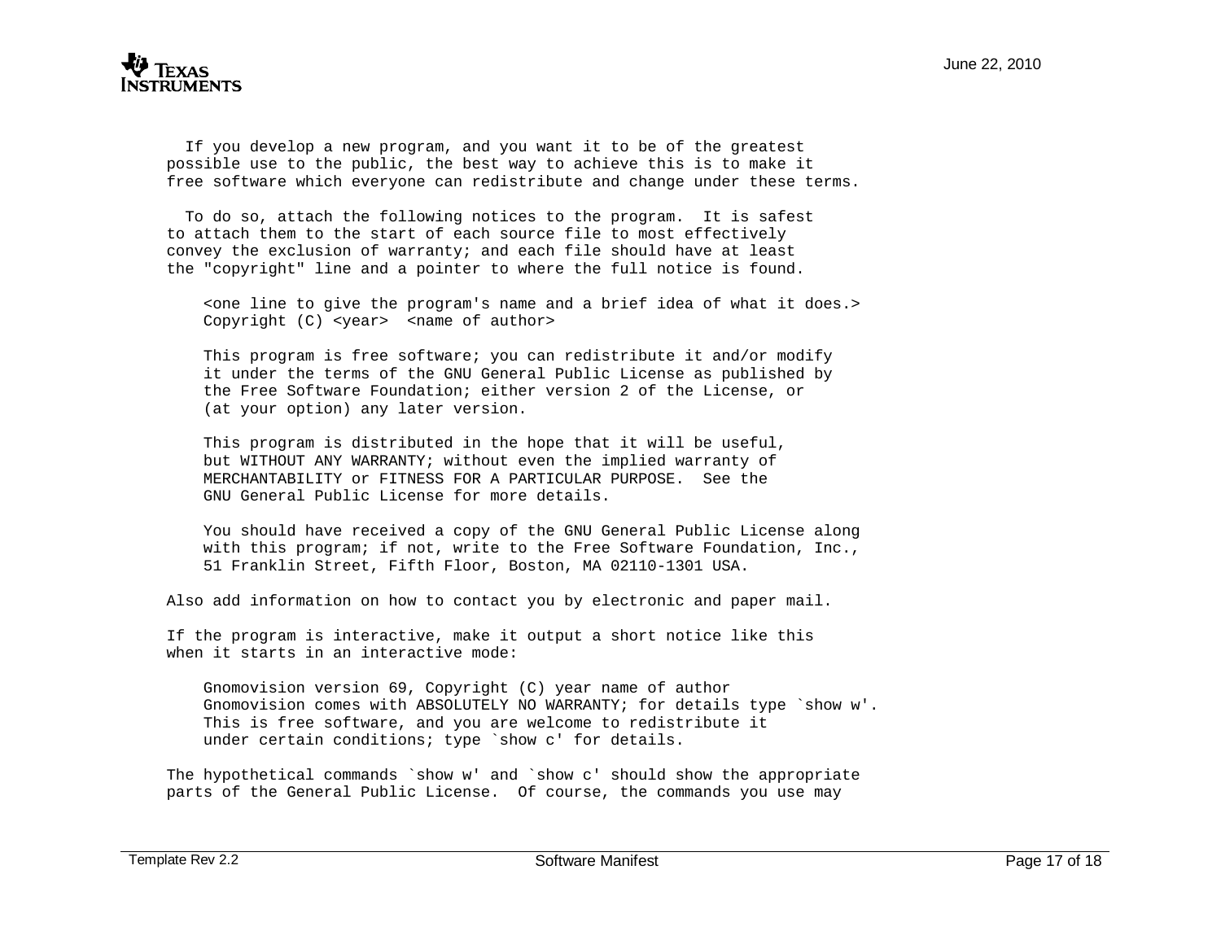If you develop a new program, and you want it to be of the greatest possible use to the public, the best way to achieve this is to make it free software which everyone can redistribute and change under these terms.

To do so, attach the following notices to the program. It is safest to attach them to the start of each source file to most effectively convey the exclusion of warranty; and each file should have at least the "copyright" line and a pointer to where the full notice is found.

```
<one line to give the program's name and a brief idea of what it does.>
Copyright (C) <year>  <name of author>

This program is free software; you can redistribute it and/or modify
it under the terms of the GNU General Public License as published by
the Free Software Foundation; either version 2 of the License, or
(at your option) any later version.

This program is distributed in the hope that it will be useful,
but WITHOUT ANY WARRANTY; without even the implied warranty of
MERCHANTABILITY or FITNESS FOR A PARTICULAR PURPOSE.  See the
GNU General Public License for more details.

You should have received a copy of the GNU General Public License along
with this program; if not, write to the Free Software Foundation, Inc.,
51 Franklin Street, Fifth Floor, Boston, MA 02110-1301 USA.
```

Also add information on how to contact you by electronic and paper mail.

If the program is interactive, make it output a short notice like this when it starts in an interactive mode:

```
Gnomovision version 69, Copyright (C) year name of author
Gnomovision comes with ABSOLUTELY NO WARRANTY; for details type `show w'.
This is free software, and you are welcome to redistribute it
under certain conditions; type `show c' for details.
```

The hypothetical commands `show w' and `show c' should show the appropriate parts of the General Public License. Of course, the commands you use may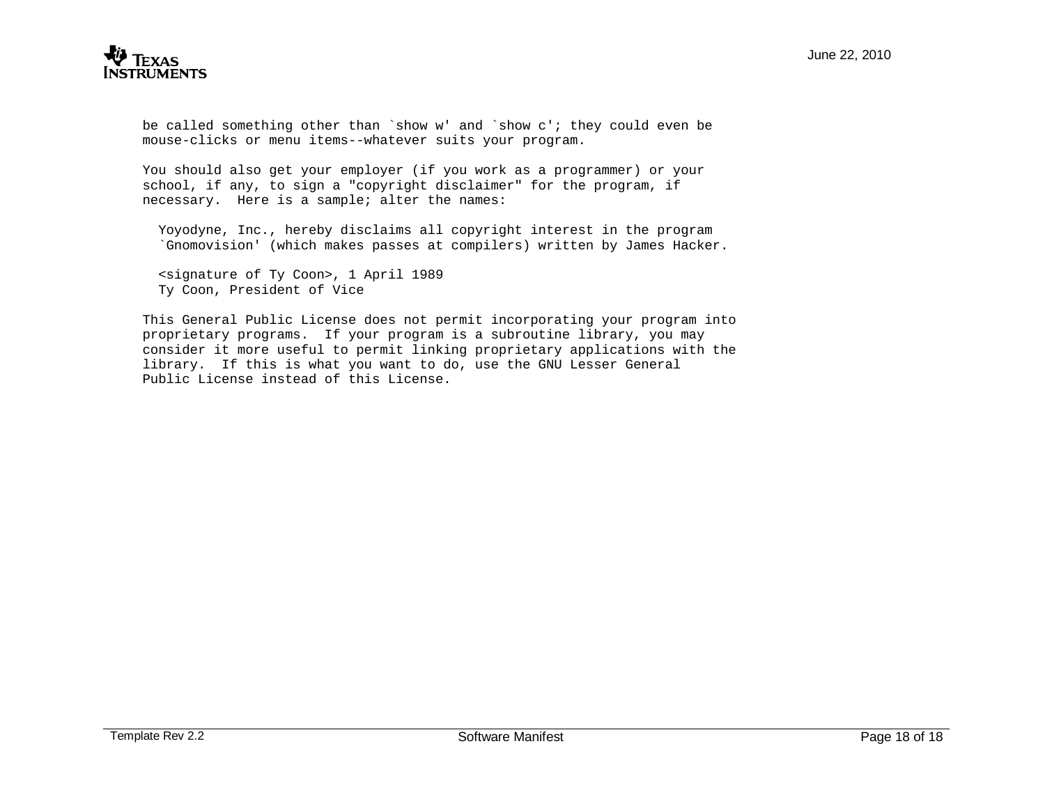be called something other than `show w' and `show c'; they could even be mouse-clicks or menu items--whatever suits your program.

You should also get your employer (if you work as a programmer) or your school, if any, to sign a "copyright disclaimer" for the program, if necessary. Here is a sample; alter the names:

```
  Yoyodyne, Inc., hereby disclaims all copyright interest in the program
  `Gnomovision' (which makes passes at compilers) written by James Hacker.

  <signature of Ty Coon>, 1 April 1989
  Ty Coon, President of Vice
```

This General Public License does not permit incorporating your program into proprietary programs. If your program is a subroutine library, you may consider it more useful to permit linking proprietary applications with the library. If this is what you want to do, use the GNU Lesser General Public License instead of this License.